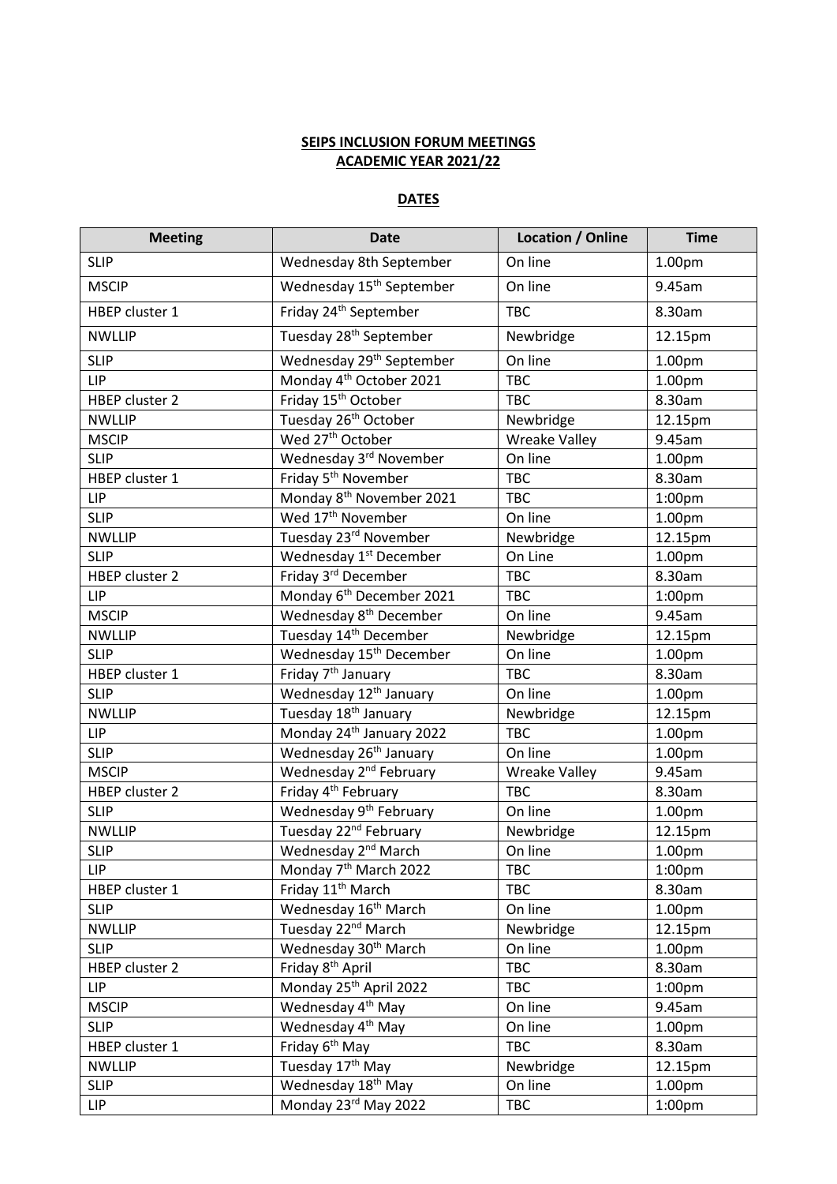**SEIPS INCLUSION FORUM MEETINGS**
**ACADEMIC YEAR 2021/22**

**DATES**

| Meeting | Date | Location / Online | Time |
|---|---|---|---|
| SLIP | Wednesday 8th September | On line | 1.00pm |
| MSCIP | Wednesday 15th September | On line | 9.45am |
| HBEP cluster 1 | Friday 24th September | TBC | 8.30am |
| NWLLIP | Tuesday 28th September | Newbridge | 12.15pm |
| SLIP | Wednesday 29th September | On line | 1.00pm |
| LIP | Monday 4th October 2021 | TBC | 1.00pm |
| HBEP cluster 2 | Friday 15th October | TBC | 8.30am |
| NWLLIP | Tuesday 26th October | Newbridge | 12.15pm |
| MSCIP | Wed 27th October | Wreake Valley | 9.45am |
| SLIP | Wednesday 3rd November | On line | 1.00pm |
| HBEP cluster 1 | Friday 5th November | TBC | 8.30am |
| LIP | Monday 8th November 2021 | TBC | 1:00pm |
| SLIP | Wed 17th November | On line | 1.00pm |
| NWLLIP | Tuesday 23rd November | Newbridge | 12.15pm |
| SLIP | Wednesday 1st December | On Line | 1.00pm |
| HBEP cluster 2 | Friday 3rd December | TBC | 8.30am |
| LIP | Monday 6th December 2021 | TBC | 1:00pm |
| MSCIP | Wednesday 8th December | On line | 9.45am |
| NWLLIP | Tuesday 14th December | Newbridge | 12.15pm |
| SLIP | Wednesday 15th December | On line | 1.00pm |
| HBEP cluster 1 | Friday 7th January | TBC | 8.30am |
| SLIP | Wednesday 12th January | On line | 1.00pm |
| NWLLIP | Tuesday 18th January | Newbridge | 12.15pm |
| LIP | Monday 24th January 2022 | TBC | 1.00pm |
| SLIP | Wednesday 26th January | On line | 1.00pm |
| MSCIP | Wednesday 2nd February | Wreake Valley | 9.45am |
| HBEP cluster 2 | Friday 4th February | TBC | 8.30am |
| SLIP | Wednesday 9th February | On line | 1.00pm |
| NWLLIP | Tuesday 22nd February | Newbridge | 12.15pm |
| SLIP | Wednesday 2nd March | On line | 1.00pm |
| LIP | Monday 7th March 2022 | TBC | 1:00pm |
| HBEP cluster 1 | Friday 11th March | TBC | 8.30am |
| SLIP | Wednesday 16th March | On line | 1.00pm |
| NWLLIP | Tuesday 22nd March | Newbridge | 12.15pm |
| SLIP | Wednesday 30th March | On line | 1.00pm |
| HBEP cluster 2 | Friday 8th April | TBC | 8.30am |
| LIP | Monday 25th April 2022 | TBC | 1:00pm |
| MSCIP | Wednesday 4th May | On line | 9.45am |
| SLIP | Wednesday 4th May | On line | 1.00pm |
| HBEP cluster 1 | Friday 6th May | TBC | 8.30am |
| NWLLIP | Tuesday 17th May | Newbridge | 12.15pm |
| SLIP | Wednesday 18th May | On line | 1.00pm |
| LIP | Monday 23rd May 2022 | TBC | 1:00pm |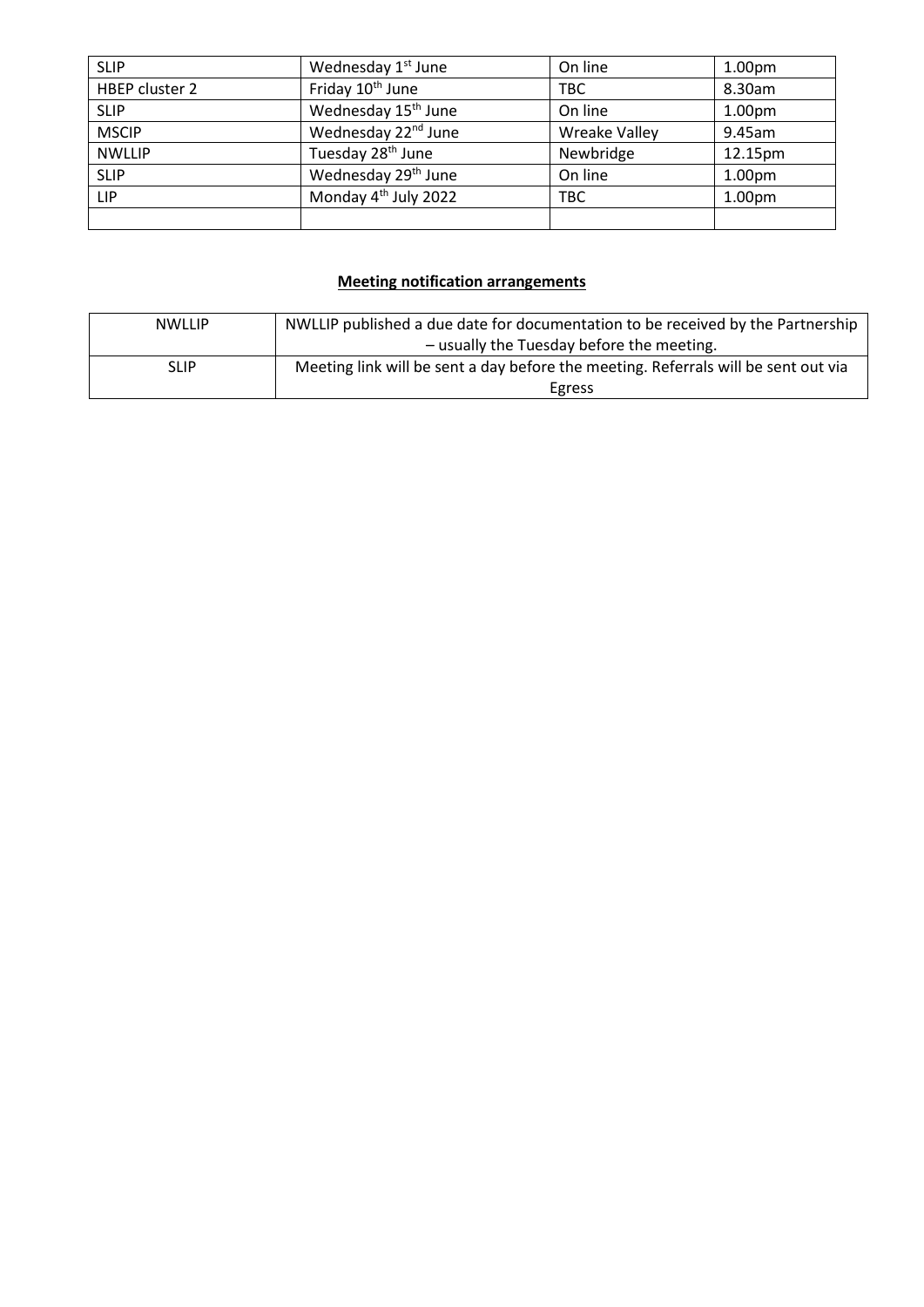| | | | |
|---|---|---|---|
| SLIP | Wednesday 1st June | On line | 1.00pm |
| HBEP cluster 2 | Friday 10th June | TBC | 8.30am |
| SLIP | Wednesday 15th June | On line | 1.00pm |
| MSCIP | Wednesday 22nd June | Wreake Valley | 9.45am |
| NWLLIP | Tuesday 28th June | Newbridge | 12.15pm |
| SLIP | Wednesday 29th June | On line | 1.00pm |
| LIP | Monday 4th July 2022 | TBC | 1.00pm |
| | | | |

## **Meeting notification arrangements**

| | |
|---|---|
| NWLLIP | NWLLIP published a due date for documentation to be received by the Partnership – usually the Tuesday before the meeting. |
| SLIP | Meeting link will be sent a day before the meeting. Referrals will be sent out via Egress |